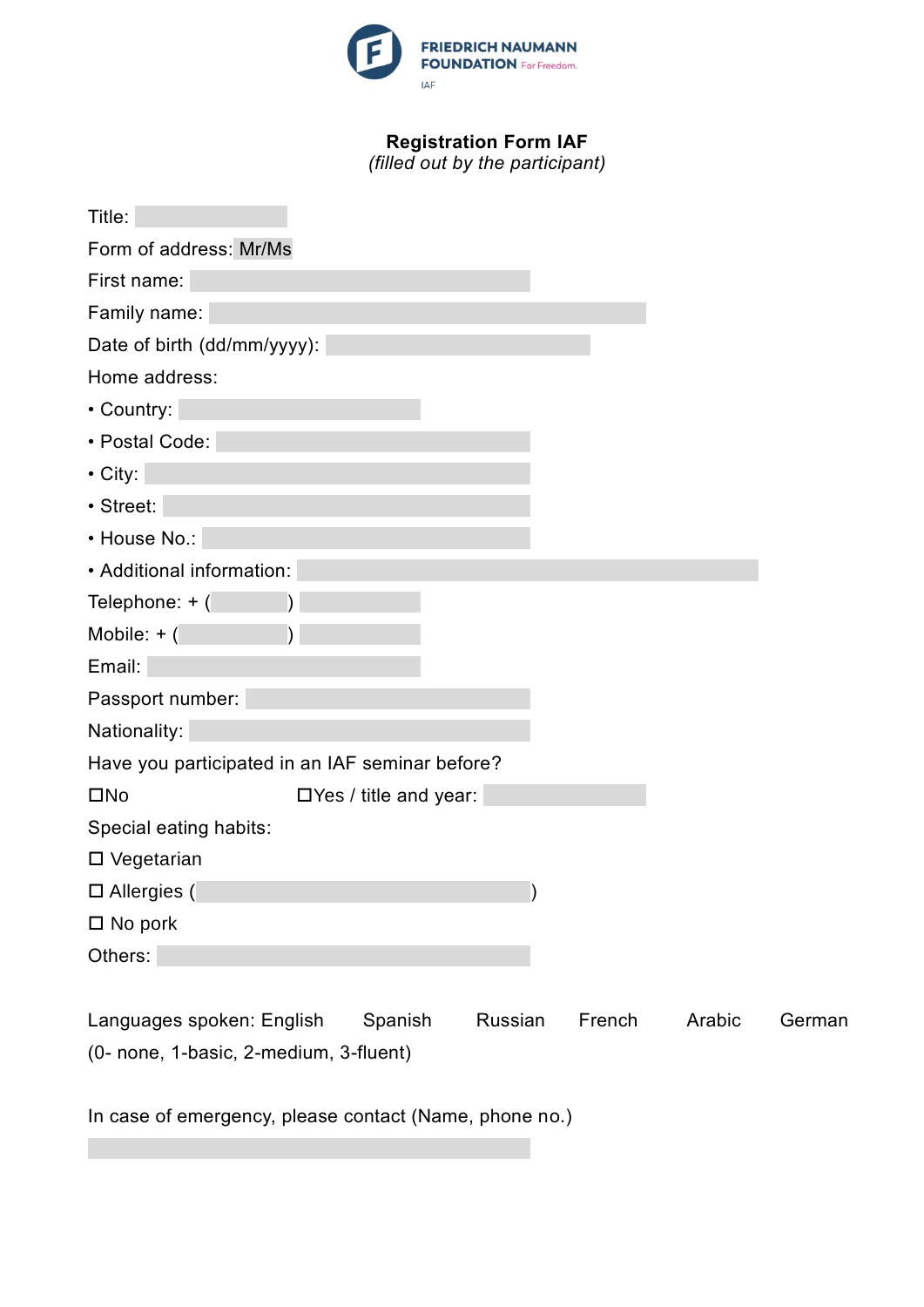FRIEDRICH NAUMANN FOUNDATION For Freedom.

IAF

**Registration Form IAF**
*(filled out by the participant)*

Title:

Form of address: Mr/Ms

First name:

Family name:

Date of birth (dd/mm/yyyy):

Home address:

- Country:
- Postal Code:
- City:
- Street:
- House No.:
- Additional information:

Telephone: + ( )

Mobile: + ( )

Email:

Passport number:

Nationality:

Have you participated in an IAF seminar before?

☐No ☐Yes / title and year:

Special eating habits:

☐ Vegetarian

☐ Allergies ( )

☐ No pork

Others:

Languages spoken: English Spanish Russian French Arabic German
(0- none, 1-basic, 2-medium, 3-fluent)

In case of emergency, please contact (Name, phone no.)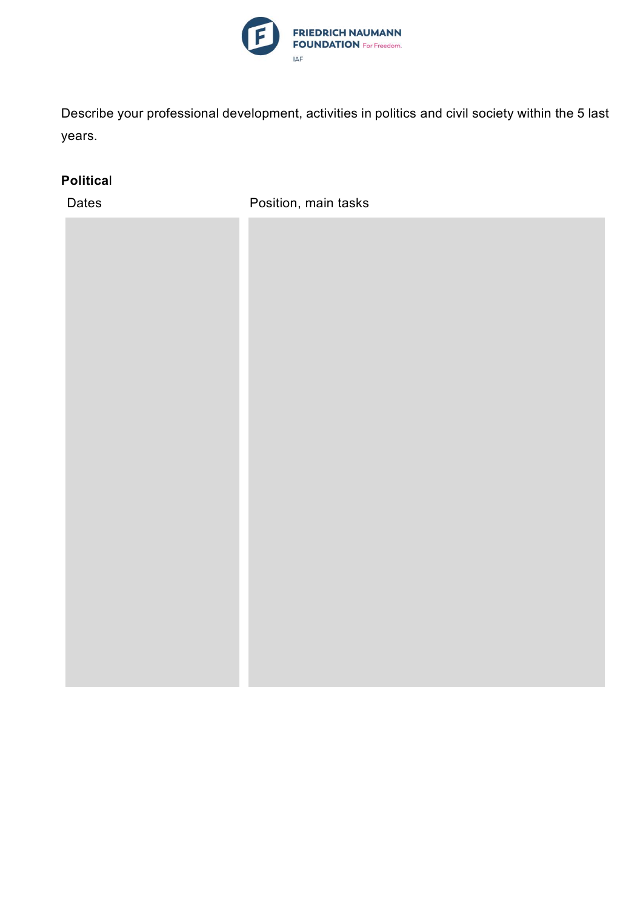Describe your professional development, activities in politics and civil society within the 5 last years.

**Political**

| Dates | Position, main tasks |
| --- | --- |
| | |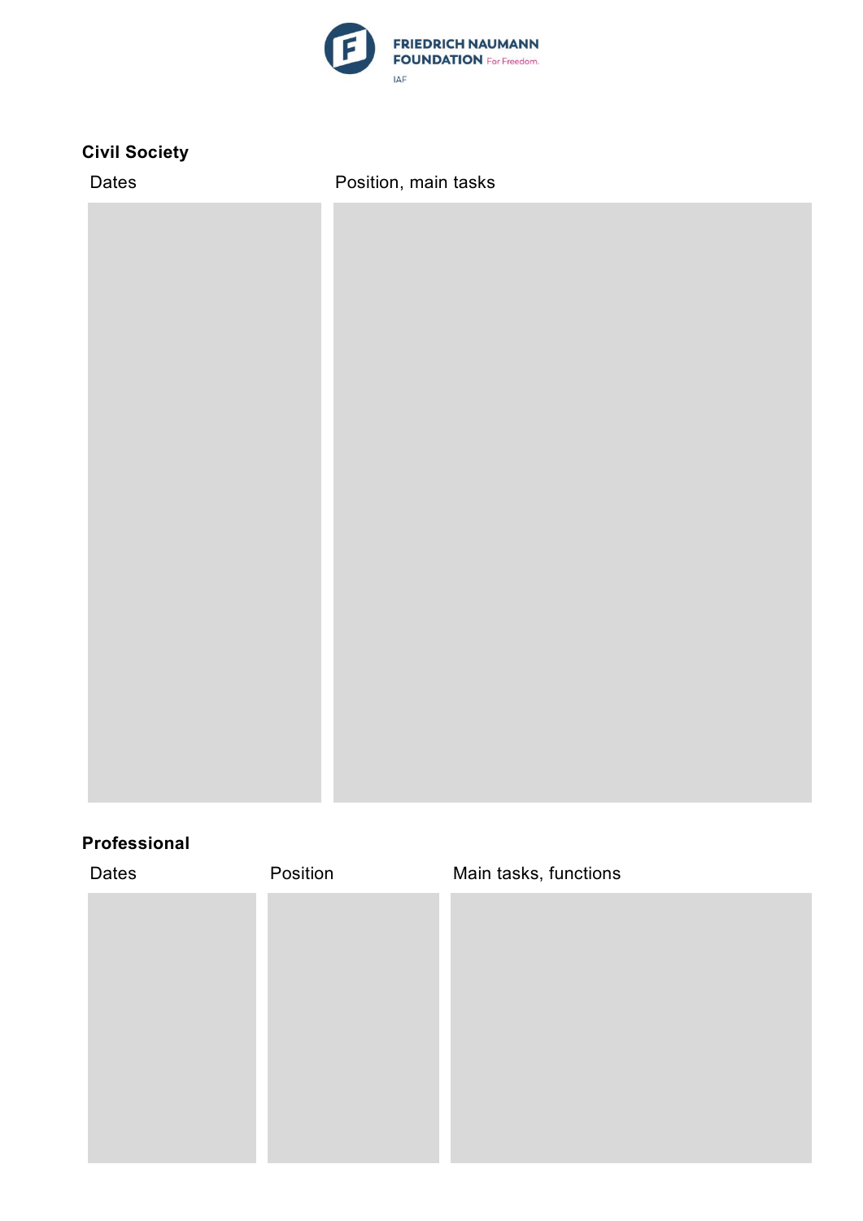FRIEDRICH NAUMANN FOUNDATION For Freedom.

IAF

## Civil Society

| Dates | Position, main tasks |
| --- | --- |
| | |

## Professional

| Dates | Position | Main tasks, functions |
| --- | --- | --- |
| | | |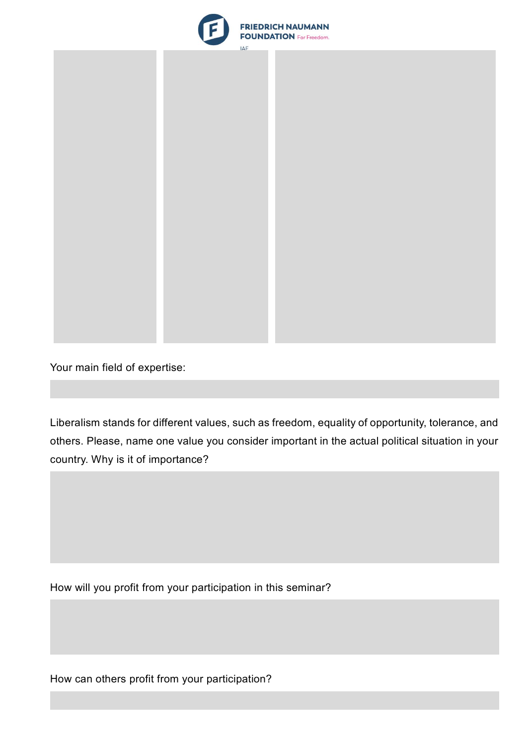Your main field of expertise:

Liberalism stands for different values, such as freedom, equality of opportunity, tolerance, and others. Please, name one value you consider important in the actual political situation in your country. Why is it of importance?

How will you profit from your participation in this seminar?

How can others profit from your participation?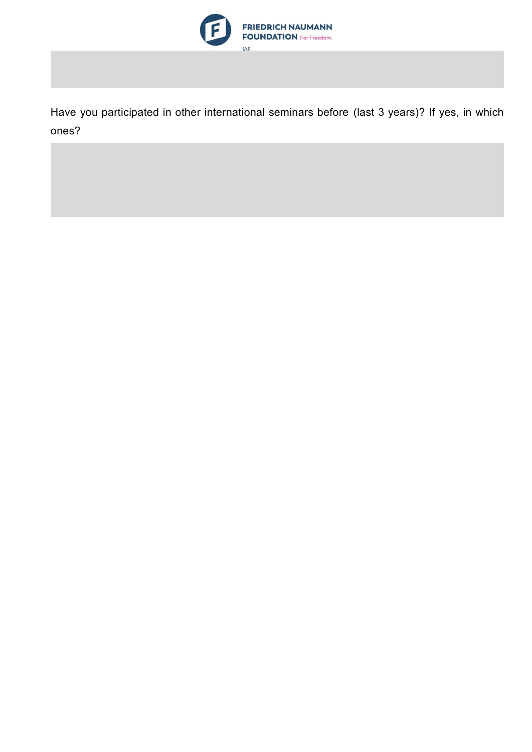Have you participated in other international seminars before (last 3 years)? If yes, in which ones?